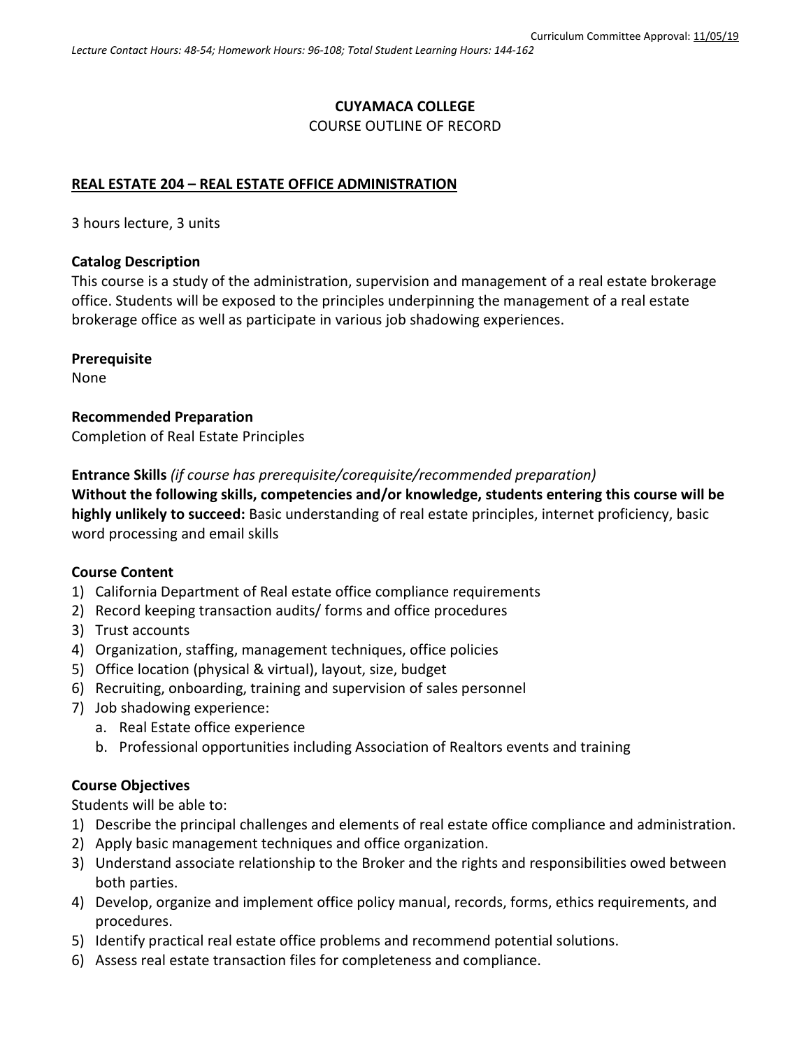Curriculum Committee Approval: 11/05/19

*Lecture Contact Hours: 48-54; Homework Hours: 96-108; Total Student Learning Hours: 144-162*

**CUYAMACA COLLEGE**

COURSE OUTLINE OF RECORD

**REAL ESTATE 204 – REAL ESTATE OFFICE ADMINISTRATION**

3 hours lecture, 3 units

**Catalog Description**

This course is a study of the administration, supervision and management of a real estate brokerage office. Students will be exposed to the principles underpinning the management of a real estate brokerage office as well as participate in various job shadowing experiences.

**Prerequisite**

None

**Recommended Preparation**

Completion of Real Estate Principles

**Entrance Skills** *(if course has prerequisite/corequisite/recommended preparation)*

**Without the following skills, competencies and/or knowledge, students entering this course will be highly unlikely to succeed:** Basic understanding of real estate principles, internet proficiency, basic word processing and email skills

**Course Content**

1) California Department of Real estate office compliance requirements
2) Record keeping transaction audits/ forms and office procedures
3) Trust accounts
4) Organization, staffing, management techniques, office policies
5) Office location (physical & virtual), layout, size, budget
6) Recruiting, onboarding, training and supervision of sales personnel
7) Job shadowing experience:
   a. Real Estate office experience
   b. Professional opportunities including Association of Realtors events and training

**Course Objectives**

Students will be able to:

1) Describe the principal challenges and elements of real estate office compliance and administration.
2) Apply basic management techniques and office organization.
3) Understand associate relationship to the Broker and the rights and responsibilities owed between both parties.
4) Develop, organize and implement office policy manual, records, forms, ethics requirements, and procedures.
5) Identify practical real estate office problems and recommend potential solutions.
6) Assess real estate transaction files for completeness and compliance.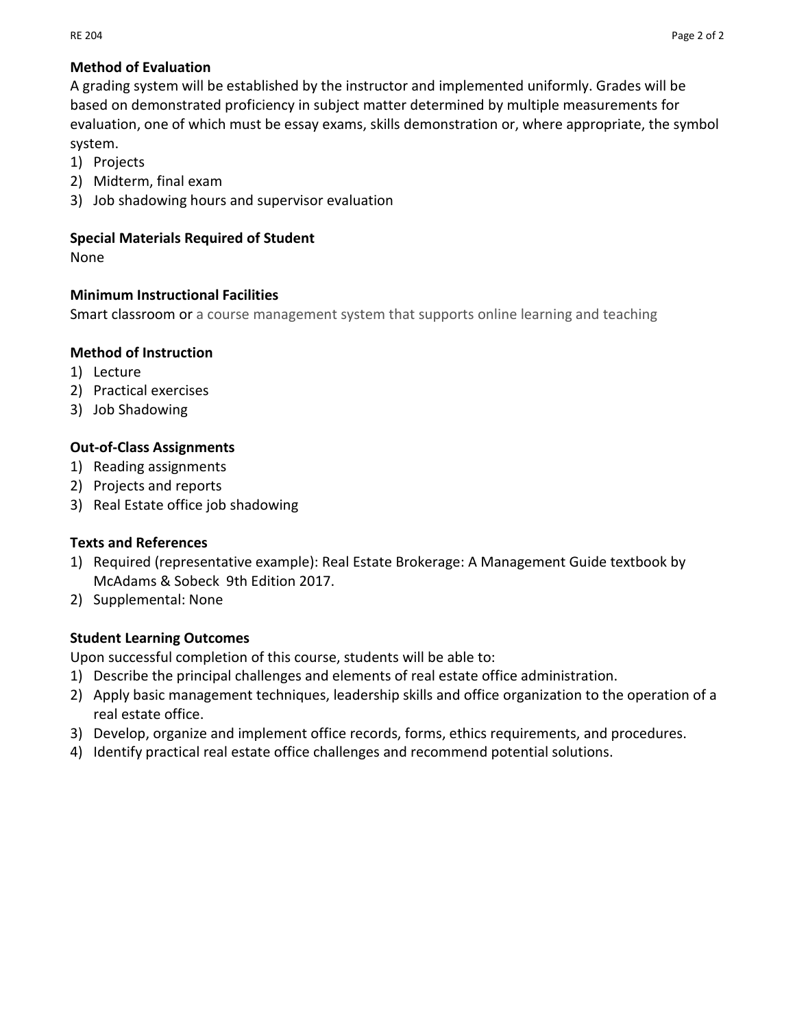## Method of Evaluation

A grading system will be established by the instructor and implemented uniformly. Grades will be based on demonstrated proficiency in subject matter determined by multiple measurements for evaluation, one of which must be essay exams, skills demonstration or, where appropriate, the symbol system.

1) Projects
2) Midterm, final exam
3) Job shadowing hours and supervisor evaluation

## Special Materials Required of Student

None

## Minimum Instructional Facilities

Smart classroom or a course management system that supports online learning and teaching

## Method of Instruction

1) Lecture
2) Practical exercises
3) Job Shadowing

## Out-of-Class Assignments

1) Reading assignments
2) Projects and reports
3) Real Estate office job shadowing

## Texts and References

1) Required (representative example): Real Estate Brokerage: A Management Guide textbook by McAdams & Sobeck 9th Edition 2017.
2) Supplemental: None

## Student Learning Outcomes

Upon successful completion of this course, students will be able to:

1) Describe the principal challenges and elements of real estate office administration.
2) Apply basic management techniques, leadership skills and office organization to the operation of a real estate office.
3) Develop, organize and implement office records, forms, ethics requirements, and procedures.
4) Identify practical real estate office challenges and recommend potential solutions.